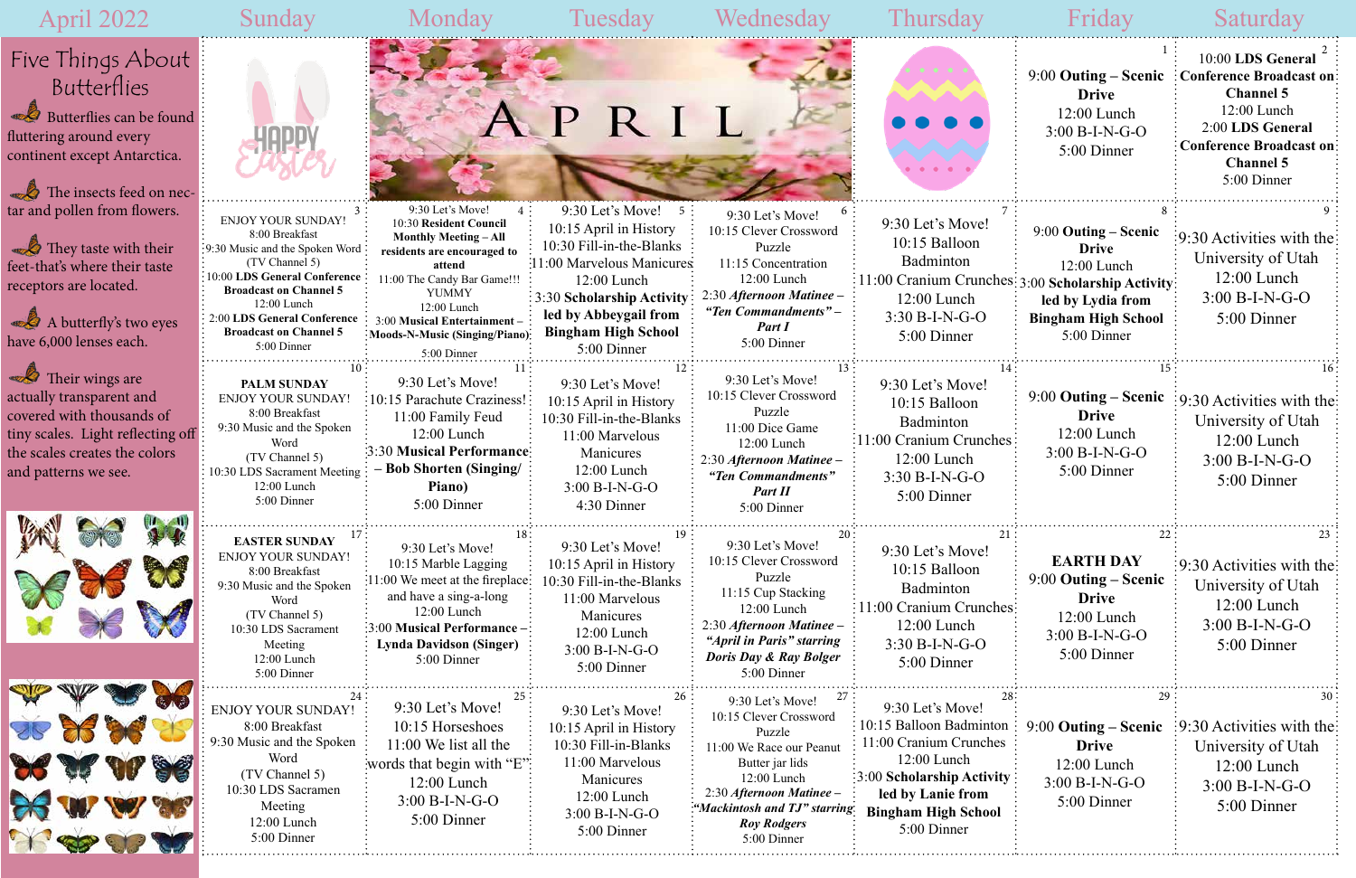# April 2022

## Five Things About Butterflies

- Butterflies can be found fluttering around every continent except Antarctica.
- The insects feed on nectar and pollen from flowers.
- They taste with their feet-that's where their taste receptors are located.
- A butterfly's two eyes have 6,000 lenses each.
- Their wings are actually transparent and covered with thousands of tiny scales. Light reflecting off the scales creates the colors and patterns we see.

| Sunday | Monday | Tuesday | Wednesday | Thursday | Friday | Saturday |
|---|---|---|---|---|---|---|
| HAPPY Easter | APRIL | | | | 1<br>9:00 **Outing – Scenic Drive**<br>12:00 Lunch<br>3:00 B-I-N-G-O<br>5:00 Dinner | 2<br>10:00 **LDS General Conference Broadcast on Channel 5**<br>12:00 Lunch<br>2:00 **LDS General Conference Broadcast on Channel 5**<br>5:00 Dinner |
| 3<br>ENJOY YOUR SUNDAY!<br>8:00 Breakfast<br>9:30 Music and the Spoken Word (TV Channel 5)<br>10:00 **LDS General Conference Broadcast on Channel 5**<br>12:00 Lunch<br>2:00 **LDS General Conference Broadcast on Channel 5**<br>5:00 Dinner | 4<br>9:30 Let's Move!<br>10:30 **Resident Council Monthly Meeting – All residents are encouraged to attend**<br>11:00 The Candy Bar Game!!! YUMMY<br>12:00 Lunch<br>3:00 **Musical Entertainment – Moods-N-Music (Singing/Piano)**<br>5:00 Dinner | 5<br>9:30 Let's Move!<br>10:15 April in History<br>10:30 Fill-in-the-Blanks<br>11:00 Marvelous Manicures<br>12:00 Lunch<br>3:30 **Scholarship Activity led by Abbeygail from Bingham High School**<br>5:00 Dinner | 6<br>9:30 Let's Move!<br>10:15 Clever Crossword Puzzle<br>11:15 Concentration<br>12:00 Lunch<br>2:30 ***Afternoon Matinee – "Ten Commandments" – Part I***<br>5:00 Dinner | 7<br>9:30 Let's Move!<br>10:15 Balloon Badminton<br>11:00 Cranium Crunches<br>12:00 Lunch<br>3:30 B-I-N-G-O<br>5:00 Dinner | 8<br>9:00 **Outing – Scenic Drive**<br>12:00 Lunch<br>3:00 **Scholarship Activity led by Lydia from Bingham High School**<br>5:00 Dinner | 9<br>9:30 Activities with the University of Utah<br>12:00 Lunch<br>3:00 B-I-N-G-O<br>5:00 Dinner |
| 10<br>**PALM SUNDAY**<br>ENJOY YOUR SUNDAY!<br>8:00 Breakfast<br>9:30 Music and the Spoken Word (TV Channel 5)<br>10:30 LDS Sacrament Meeting<br>12:00 Lunch<br>5:00 Dinner | 11<br>9:30 Let's Move!<br>10:15 Parachute Craziness!<br>11:00 Family Feud<br>12:00 Lunch<br>3:30 **Musical Performance – Bob Shorten (Singing/ Piano)**<br>5:00 Dinner | 12<br>9:30 Let's Move!<br>10:15 April in History<br>10:30 Fill-in-the-Blanks<br>11:00 Marvelous Manicures<br>12:00 Lunch<br>3:00 B-I-N-G-O<br>4:30 Dinner | 13<br>9:30 Let's Move!<br>10:15 Clever Crossword Puzzle<br>11:00 Dice Game<br>12:00 Lunch<br>2:30 ***Afternoon Matinee – "Ten Commandments" Part II***<br>5:00 Dinner | 14<br>9:30 Let's Move!<br>10:15 Balloon Badminton<br>11:00 Cranium Crunches<br>12:00 Lunch<br>3:30 B-I-N-G-O<br>5:00 Dinner | 15<br>9:00 **Outing – Scenic Drive**<br>12:00 Lunch<br>3:00 B-I-N-G-O<br>5:00 Dinner | 16<br>9:30 Activities with the University of Utah<br>12:00 Lunch<br>3:00 B-I-N-G-O<br>5:00 Dinner |
| 17<br>**EASTER SUNDAY**<br>ENJOY YOUR SUNDAY!<br>8:00 Breakfast<br>9:30 Music and the Spoken Word (TV Channel 5)<br>10:30 LDS Sacrament Meeting<br>12:00 Lunch<br>5:00 Dinner | 18<br>9:30 Let's Move!<br>10:15 Marble Lagging<br>11:00 We meet at the fireplace and have a sing-a-long<br>12:00 Lunch<br>3:00 **Musical Performance – Lynda Davidson (Singer)**<br>5:00 Dinner | 19<br>9:30 Let's Move!<br>10:15 April in History<br>10:30 Fill-in-the-Blanks<br>11:00 Marvelous Manicures<br>12:00 Lunch<br>3:00 B-I-N-G-O<br>5:00 Dinner | 20<br>9:30 Let's Move!<br>10:15 Clever Crossword Puzzle<br>11:15 Cup Stacking<br>12:00 Lunch<br>2:30 ***Afternoon Matinee – "April in Paris" starring Doris Day & Ray Bolger***<br>5:00 Dinner | 21<br>9:30 Let's Move!<br>10:15 Balloon Badminton<br>11:00 Cranium Crunches<br>12:00 Lunch<br>3:30 B-I-N-G-O<br>5:00 Dinner | 22<br>**EARTH DAY**<br>9:00 **Outing – Scenic Drive**<br>12:00 Lunch<br>3:00 B-I-N-G-O<br>5:00 Dinner | 23<br>9:30 Activities with the University of Utah<br>12:00 Lunch<br>3:00 B-I-N-G-O<br>5:00 Dinner |
| 24<br>ENJOY YOUR SUNDAY!<br>8:00 Breakfast<br>9:30 Music and the Spoken Word (TV Channel 5)<br>10:30 LDS Sacramen Meeting<br>12:00 Lunch<br>5:00 Dinner | 25<br>9:30 Let's Move!<br>10:15 Horseshoes<br>11:00 We list all the words that begin with "E"<br>12:00 Lunch<br>3:00 B-I-N-G-O<br>5:00 Dinner | 26<br>9:30 Let's Move!<br>10:15 April in History<br>10:30 Fill-in-Blanks<br>11:00 Marvelous Manicures<br>12:00 Lunch<br>3:00 B-I-N-G-O<br>5:00 Dinner | 27<br>9:30 Let's Move!<br>10:15 Clever Crossword Puzzle<br>11:00 We Race our Peanut Butter jar lids<br>12:00 Lunch<br>2:30 ***Afternoon Matinee – "Mackintosh and TJ" starring Roy Rodgers***<br>5:00 Dinner | 28<br>9:30 Let's Move!<br>10:15 Balloon Badminton<br>11:00 Cranium Crunches<br>12:00 Lunch<br>3:00 **Scholarship Activity led by Lanie from Bingham High School**<br>5:00 Dinner | 29<br>9:00 **Outing – Scenic Drive**<br>12:00 Lunch<br>3:00 B-I-N-G-O<br>5:00 Dinner | 30<br>9:30 Activities with the University of Utah<br>12:00 Lunch<br>3:00 B-I-N-G-O<br>5:00 Dinner |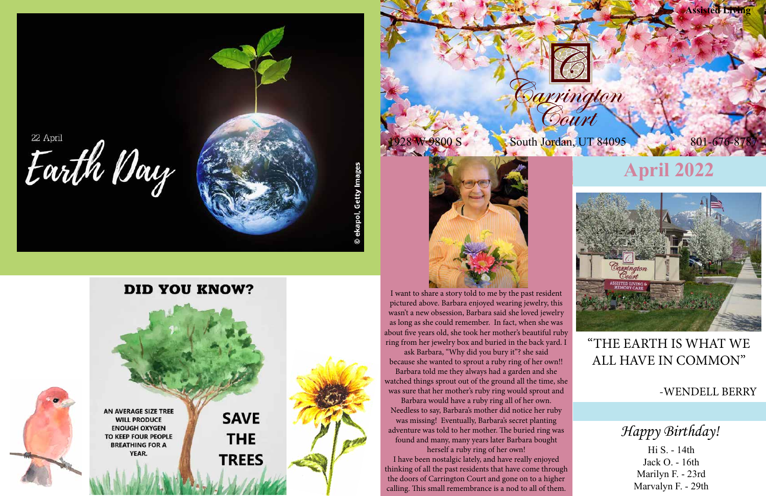22 April

# Earth Day

© ekapol, Getty Images

## DID YOU KNOW?

AN AVERAGE SIZE TREE WILL PRODUCE ENOUGH OXYGEN TO KEEP FOUR PEOPLE BREATHING FOR A YEAR.

SAVE THE TREES

Assisted Living

# Carrington Court

1928 W 9800 S South Jordan, UT 84095 801-676-8787

I want to share a story told to me by the past resident pictured above. Barbara enjoyed wearing jewelry, this wasn't a new obsession, Barbara said she loved jewelry as long as she could remember. In fact, when she was about five years old, she took her mother's beautiful ruby ring from her jewelry box and buried in the back yard. I ask Barbara, "Why did you bury it"? she said because she wanted to sprout a ruby ring of her own!! Barbara told me they always had a garden and she watched things sprout out of the ground all the time, she was sure that her mother's ruby ring would sprout and Barbara would have a ruby ring all of her own. Needless to say, Barbara's mother did notice her ruby was missing! Eventually, Barbara's secret planting adventure was told to her mother. The buried ring was found and many, many years later Barbara bought herself a ruby ring of her own!

I have been nostalgic lately, and have really enjoyed thinking of all the past residents that have come through the doors of Carrington Court and gone on to a higher calling. This small remembrance is a nod to all of them.

## April 2022

"THE EARTH IS WHAT WE ALL HAVE IN COMMON"

-WENDELL BERRY

## *Happy Birthday!*

Hi S. - 14th
Jack O. - 16th
Marilyn F. - 23rd
Marvalyn F. - 29th